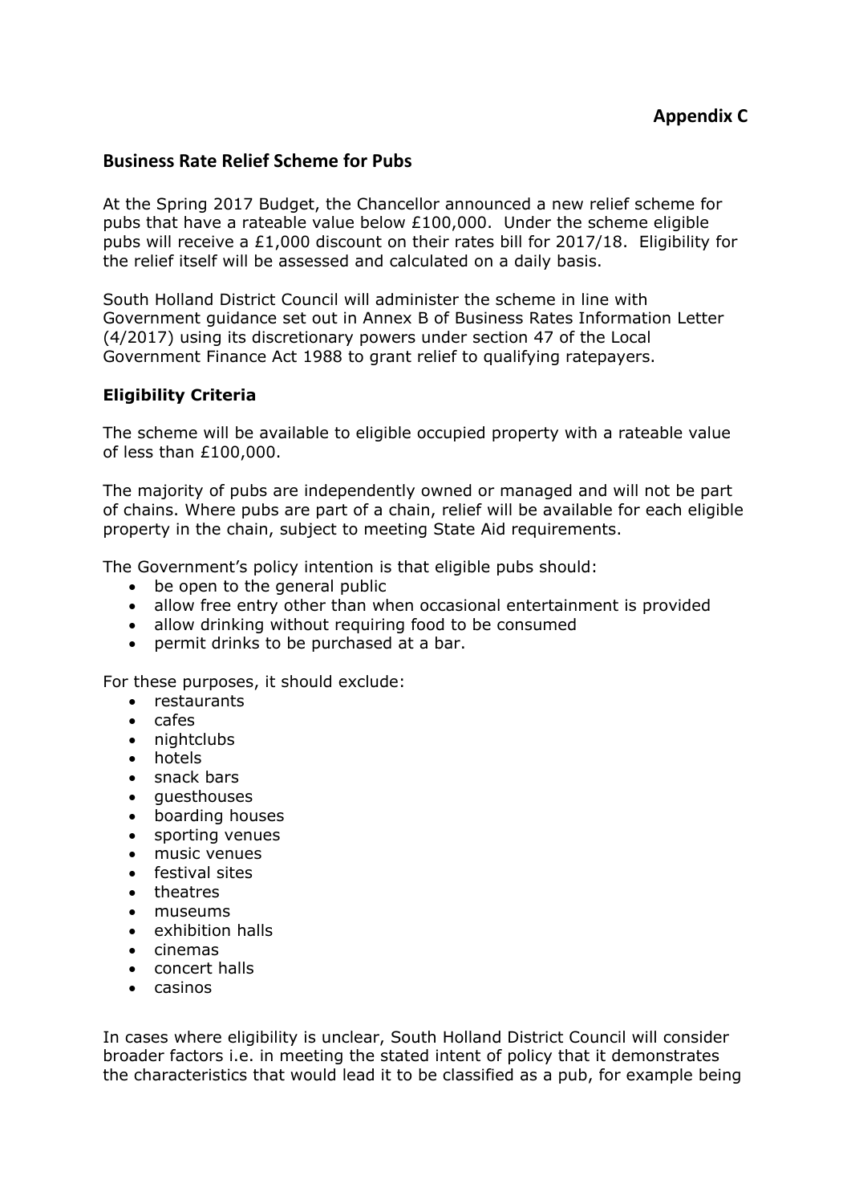**Appendix C**

## Business Rate Relief Scheme for Pubs

At the Spring 2017 Budget, the Chancellor announced a new relief scheme for pubs that have a rateable value below £100,000. Under the scheme eligible pubs will receive a £1,000 discount on their rates bill for 2017/18. Eligibility for the relief itself will be assessed and calculated on a daily basis.

South Holland District Council will administer the scheme in line with Government guidance set out in Annex B of Business Rates Information Letter (4/2017) using its discretionary powers under section 47 of the Local Government Finance Act 1988 to grant relief to qualifying ratepayers.

### Eligibility Criteria

The scheme will be available to eligible occupied property with a rateable value of less than £100,000.

The majority of pubs are independently owned or managed and will not be part of chains. Where pubs are part of a chain, relief will be available for each eligible property in the chain, subject to meeting State Aid requirements.

The Government's policy intention is that eligible pubs should:

- be open to the general public
- allow free entry other than when occasional entertainment is provided
- allow drinking without requiring food to be consumed
- permit drinks to be purchased at a bar.

For these purposes, it should exclude:

- restaurants
- cafes
- nightclubs
- hotels
- snack bars
- guesthouses
- boarding houses
- sporting venues
- music venues
- festival sites
- theatres
- museums
- exhibition halls
- cinemas
- concert halls
- casinos

In cases where eligibility is unclear, South Holland District Council will consider broader factors i.e. in meeting the stated intent of policy that it demonstrates the characteristics that would lead it to be classified as a pub, for example being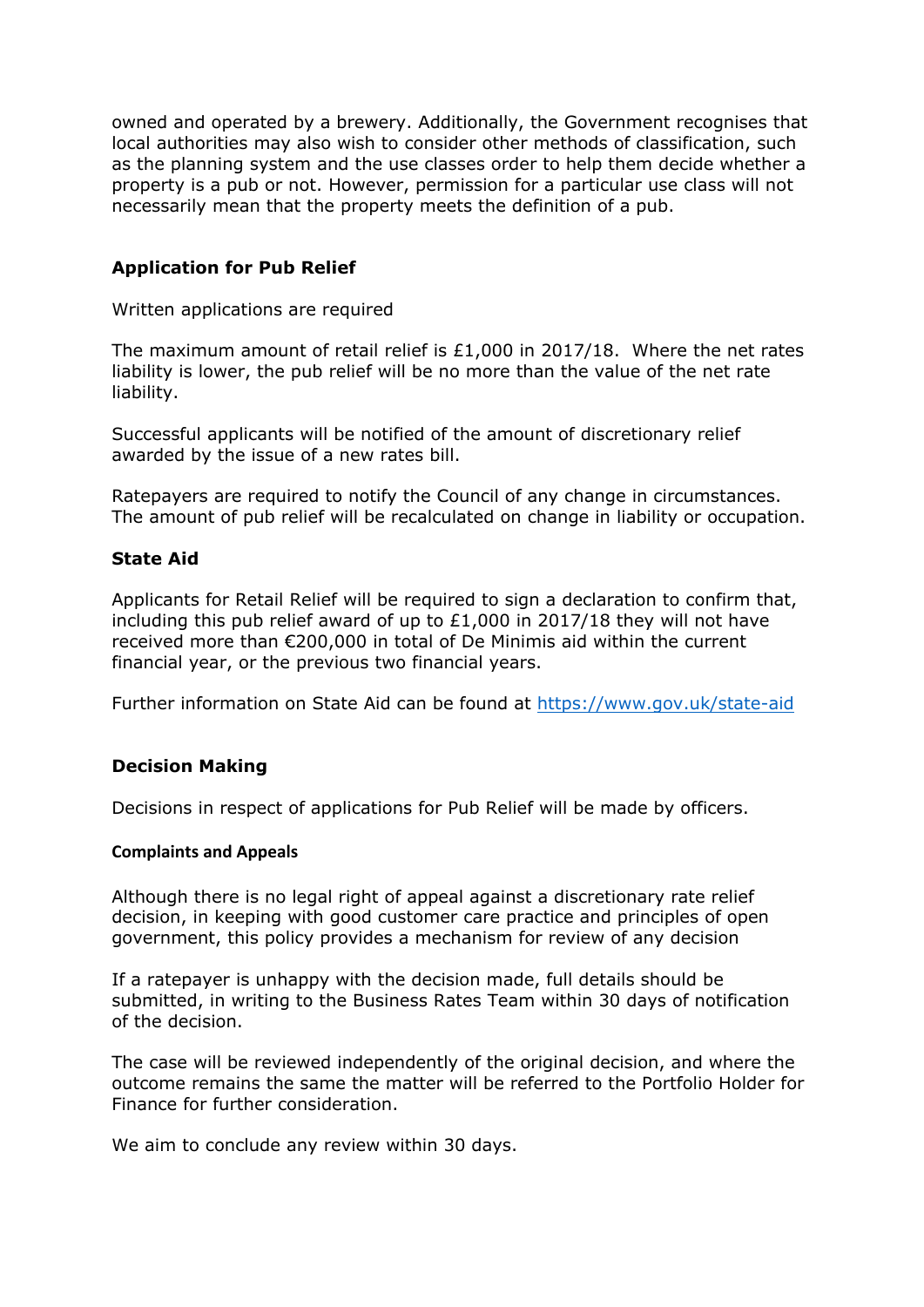owned and operated by a brewery. Additionally, the Government recognises that local authorities may also wish to consider other methods of classification, such as the planning system and the use classes order to help them decide whether a property is a pub or not. However, permission for a particular use class will not necessarily mean that the property meets the definition of a pub.

## Application for Pub Relief

Written applications are required

The maximum amount of retail relief is £1,000 in 2017/18. Where the net rates liability is lower, the pub relief will be no more than the value of the net rate liability.

Successful applicants will be notified of the amount of discretionary relief awarded by the issue of a new rates bill.

Ratepayers are required to notify the Council of any change in circumstances. The amount of pub relief will be recalculated on change in liability or occupation.

## State Aid

Applicants for Retail Relief will be required to sign a declaration to confirm that, including this pub relief award of up to £1,000 in 2017/18 they will not have received more than €200,000 in total of De Minimis aid within the current financial year, or the previous two financial years.

Further information on State Aid can be found at https://www.gov.uk/state-aid

## Decision Making

Decisions in respect of applications for Pub Relief will be made by officers.

### Complaints and Appeals

Although there is no legal right of appeal against a discretionary rate relief decision, in keeping with good customer care practice and principles of open government, this policy provides a mechanism for review of any decision

If a ratepayer is unhappy with the decision made, full details should be submitted, in writing to the Business Rates Team within 30 days of notification of the decision.

The case will be reviewed independently of the original decision, and where the outcome remains the same the matter will be referred to the Portfolio Holder for Finance for further consideration.

We aim to conclude any review within 30 days.